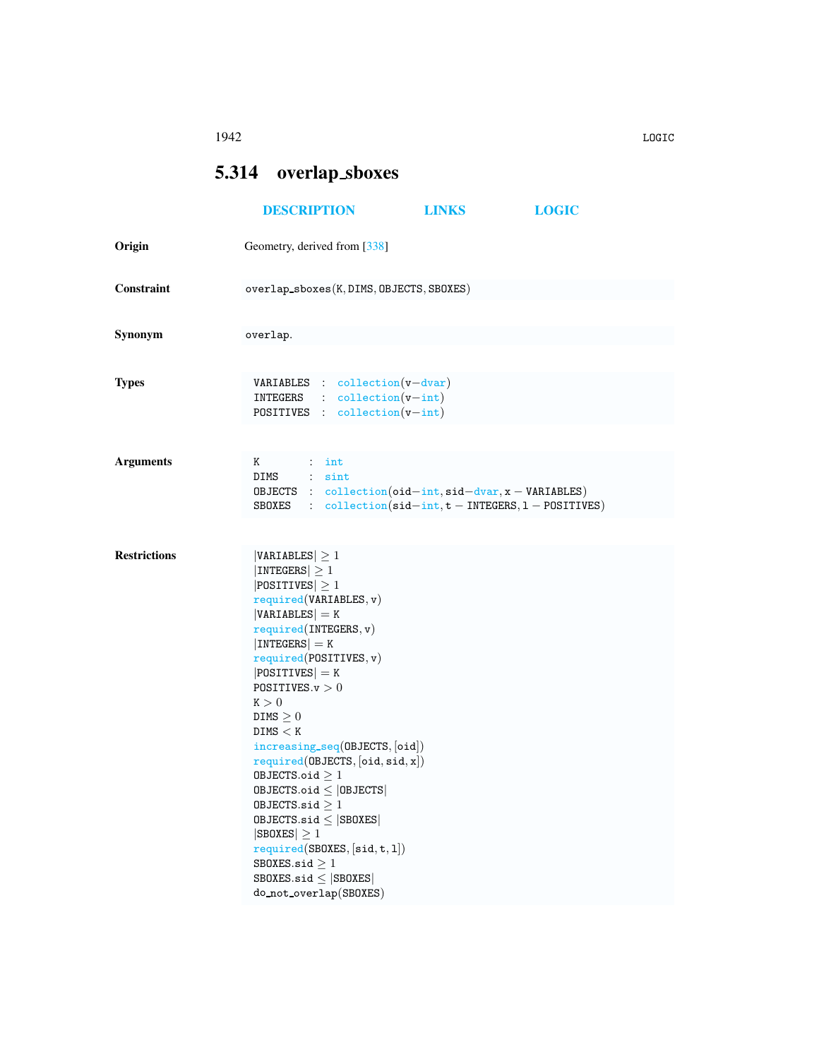## 5.314 overlap_sboxes

DESCRIPTION LINKS LOGIC

**Origin** Geometry, derived from [338]

**Constraint** overlap_sboxes(K, DIMS, OBJECTS, SBOXES)

**Synonym** overlap.

**Types**

```
VARIABLES  : collection(v-dvar)
INTEGERS   : collection(v-int)
POSITIVES  : collection(v-int)
```

**Arguments**

```
K       : int
DIMS    : sint
OBJECTS : collection(oid-int, sid-dvar, x - VARIABLES)
SBOXES  : collection(sid-int, t - INTEGERS, l - POSITIVES)
```

**Restrictions**

```
|VARIABLES| ≥ 1
|INTEGERS| ≥ 1
|POSITIVES| ≥ 1
required(VARIABLES, v)
|VARIABLES| = K
required(INTEGERS, v)
|INTEGERS| = K
required(POSITIVES, v)
|POSITIVES| = K
POSITIVES.v > 0
K > 0
DIMS ≥ 0
DIMS < K
increasing_seq(OBJECTS, [oid])
required(OBJECTS, [oid, sid, x])
OBJECTS.oid ≥ 1
OBJECTS.oid ≤ |OBJECTS|
OBJECTS.sid ≥ 1
OBJECTS.sid ≤ |SBOXES|
|SBOXES| ≥ 1
required(SBOXES, [sid, t, l])
SBOXES.sid ≥ 1
SBOXES.sid ≤ |SBOXES|
do_not_overlap(SBOXES)
```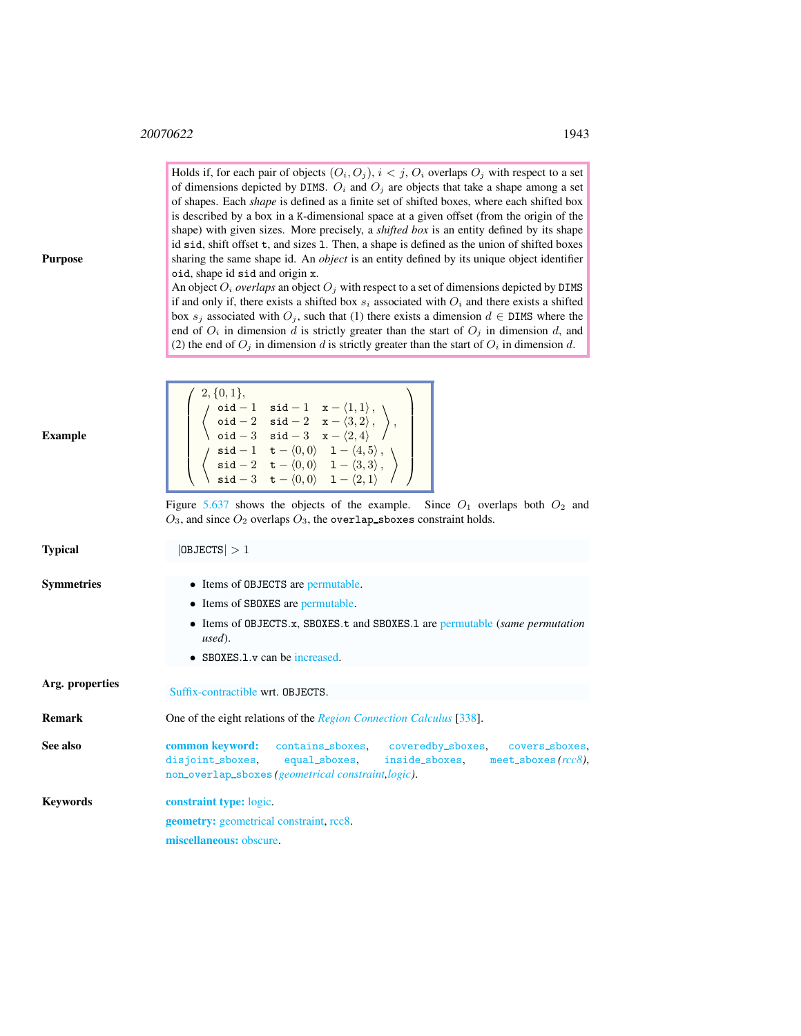**Purpose**

Holds if, for each pair of objects $(O_i, O_j)$, $i < j$, $O_i$ overlaps $O_j$ with respect to a set of dimensions depicted by DIMS. $O_i$ and $O_j$ are objects that take a shape among a set of shapes. Each *shape* is defined as a finite set of shifted boxes, where each shifted box is described by a box in a K-dimensional space at a given offset (from the origin of the shape) with given sizes. More precisely, a *shifted box* is an entity defined by its shape id sid, shift offset t, and sizes l. Then, a shape is defined as the union of shifted boxes sharing the same shape id. An *object* is an entity defined by its unique object identifier oid, shape id sid and origin x.

An object $O_i$ *overlaps* an object $O_j$ with respect to a set of dimensions depicted by DIMS if and only if, there exists a shifted box $s_i$ associated with $O_i$ and there exists a shifted box $s_j$ associated with $O_j$, such that (1) there exists a dimension $d \in$ DIMS where the end of $O_i$ in dimension $d$ is strictly greater than the start of $O_j$ in dimension $d$, and (2) the end of $O_j$ in dimension $d$ is strictly greater than the start of $O_i$ in dimension $d$.

**Example**

$$\left(\begin{array}{l} 2, \{0,1\}, \\ \left\langle \begin{array}{lll} \texttt{oid}-1 & \texttt{sid}-1 & \texttt{x}-\langle 1,1\rangle, \\ \texttt{oid}-2 & \texttt{sid}-2 & \texttt{x}-\langle 3,2\rangle, \\ \texttt{oid}-3 & \texttt{sid}-3 & \texttt{x}-\langle 2,4\rangle \end{array}\right\rangle, \\ \left\langle \begin{array}{lll} \texttt{sid}-1 & \texttt{t}-\langle 0,0\rangle & \texttt{l}-\langle 4,5\rangle, \\ \texttt{sid}-2 & \texttt{t}-\langle 0,0\rangle & \texttt{l}-\langle 3,3\rangle, \\ \texttt{sid}-3 & \texttt{t}-\langle 0,0\rangle & \texttt{l}-\langle 2,1\rangle \end{array}\right\rangle \end{array}\right)$$

Figure 5.637 shows the objects of the example. Since $O_1$ overlaps both $O_2$ and $O_3$, and since $O_2$ overlaps $O_3$, the overlap_sboxes constraint holds.

**Typical**

$|\texttt{OBJECTS}| > 1$

**Symmetries**

- Items of OBJECTS are permutable.
- Items of SBOXES are permutable.
- Items of OBJECTS.x, SBOXES.t and SBOXES.l are permutable (*same permutation used*).
- SBOXES.l.v can be increased.

**Arg. properties**

Suffix-contractible wrt. OBJECTS.

**Remark**

One of the eight relations of the *Region Connection Calculus* [338].

**See also**

**common keyword:** contains_sboxes, coveredby_sboxes, covers_sboxes, disjoint_sboxes, equal_sboxes, inside_sboxes, meet_sboxes (*rcc8*), non_overlap_sboxes (*geometrical constraint*, *logic*).

**Keywords**

**constraint type:** logic.

**geometry:** geometrical constraint, rcc8.

**miscellaneous:** obscure.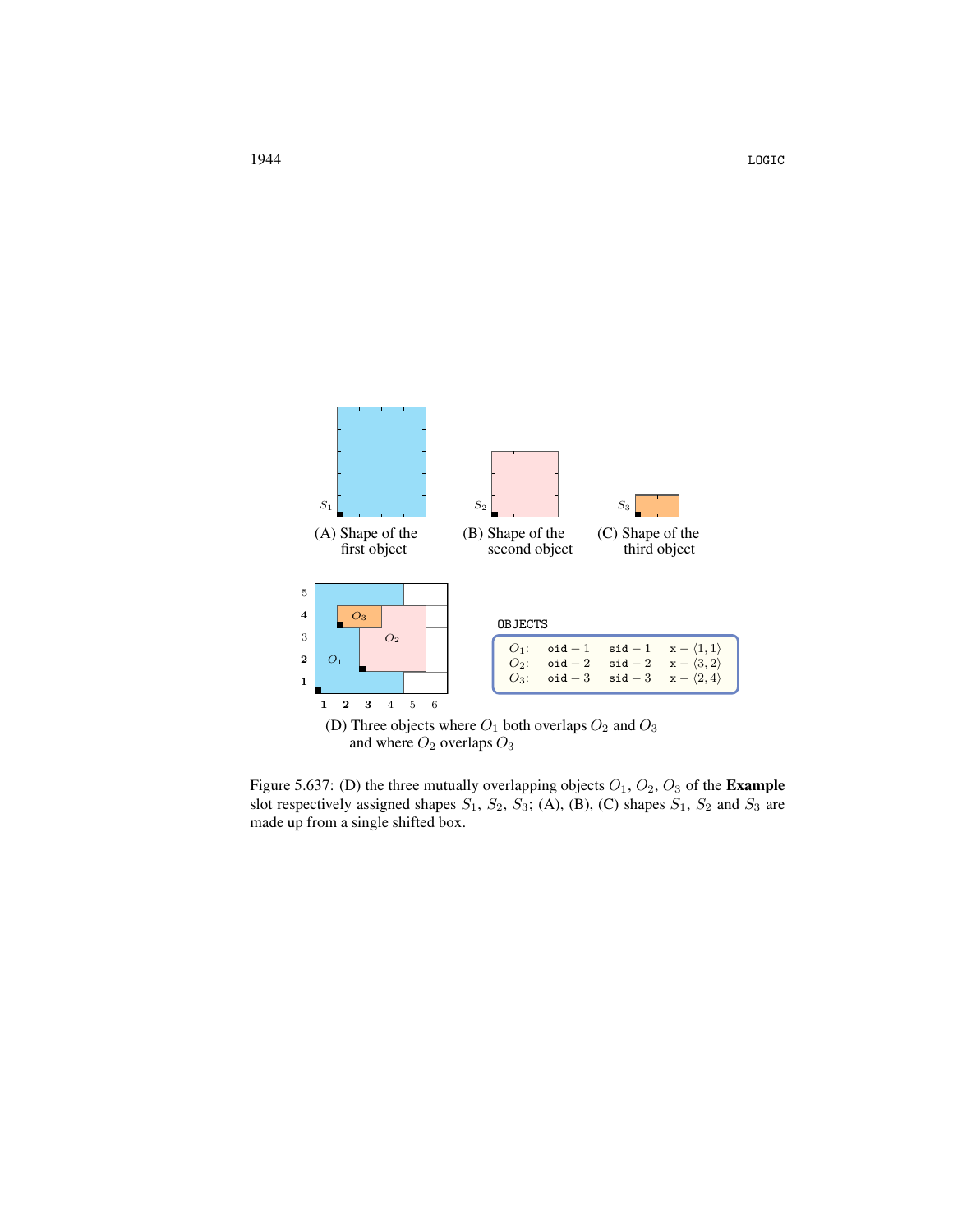(A) Shape of the first object

(B) Shape of the second object

(C) Shape of the third object

OBJECTS

| | | | |
|---|---|---|---|
| $O_1$: | oid − 1 | sid − 1 | x − $\langle 1, 1\rangle$ |
| $O_2$: | oid − 2 | sid − 2 | x − $\langle 3, 2\rangle$ |
| $O_3$: | oid − 3 | sid − 3 | x − $\langle 2, 4\rangle$ |

(D) Three objects where $O_1$ both overlaps $O_2$ and $O_3$ and where $O_2$ overlaps $O_3$

Figure 5.637: (D) the three mutually overlapping objects $O_1$, $O_2$, $O_3$ of the **Example** slot respectively assigned shapes $S_1$, $S_2$, $S_3$; (A), (B), (C) shapes $S_1$, $S_2$ and $S_3$ are made up from a single shifted box.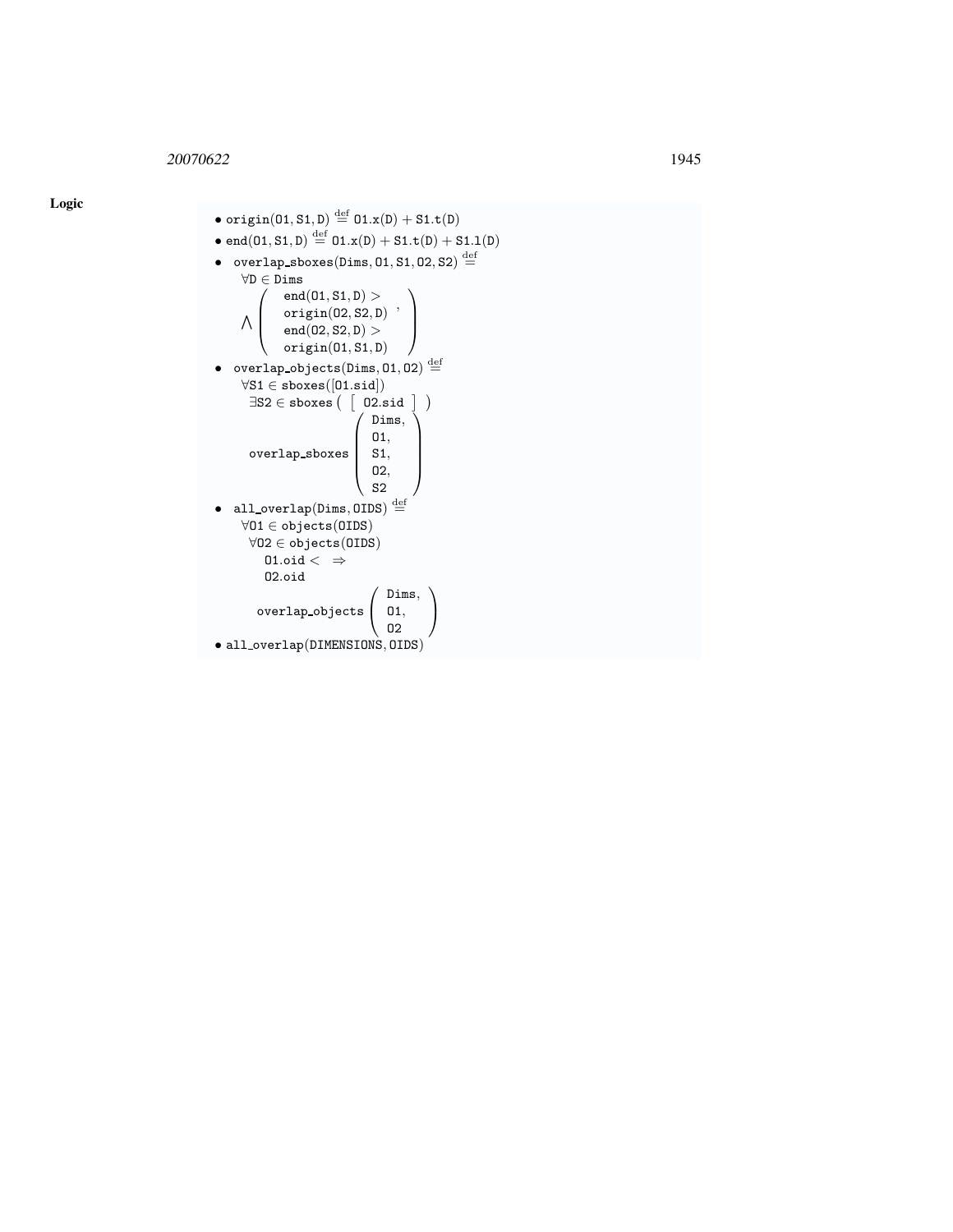**Logic**

- $\texttt{origin(O1, S1, D)} \stackrel{\text{def}}{=} \texttt{O1.x(D)} + \texttt{S1.t(D)}$
- $\texttt{end(O1, S1, D)} \stackrel{\text{def}}{=} \texttt{O1.x(D)} + \texttt{S1.t(D)} + \texttt{S1.l(D)}$
- $\texttt{overlap\_sboxes(Dims, O1, S1, O2, S2)} \stackrel{\text{def}}{=}$
  $\forall \texttt{D} \in \texttt{Dims}$
  $\bigwedge \left( \begin{array}{l} \texttt{end(O1, S1, D)} > \\ \texttt{origin(O2, S2, D)} \end{array} , \begin{array}{l} \texttt{end(O2, S2, D)} > \\ \texttt{origin(O1, S1, D)} \end{array} \right)$
- $\texttt{overlap\_objects(Dims, O1, O2)} \stackrel{\text{def}}{=}$
  $\forall \texttt{S1} \in \texttt{sboxes([O1.sid])}$
  $\exists \texttt{S2} \in \texttt{sboxes}\left( \left[ \texttt{O2.sid} \right] \right)$
  $\texttt{overlap\_sboxes} \left( \begin{array}{l} \texttt{Dims}, \\ \texttt{O1}, \\ \texttt{S1}, \\ \texttt{O2}, \\ \texttt{S2} \end{array} \right)$
- $\texttt{all\_overlap(Dims, OIDS)} \stackrel{\text{def}}{=}$
  $\forall \texttt{O1} \in \texttt{objects(OIDS)}$
  $\forall \texttt{O2} \in \texttt{objects(OIDS)}$
  $\begin{array}{l} \texttt{O1.oid} < \\ \texttt{O2.oid} \end{array} \Rightarrow$
  $\texttt{overlap\_objects} \left( \begin{array}{l} \texttt{Dims}, \\ \texttt{O1}, \\ \texttt{O2} \end{array} \right)$
- $\texttt{all\_overlap(DIMENSIONS, OIDS)}$